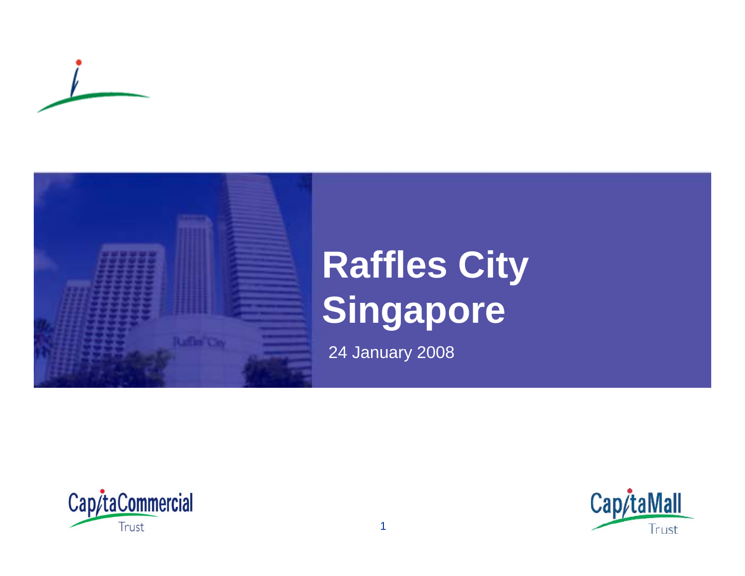# Raffles City Singapore

24 January 2008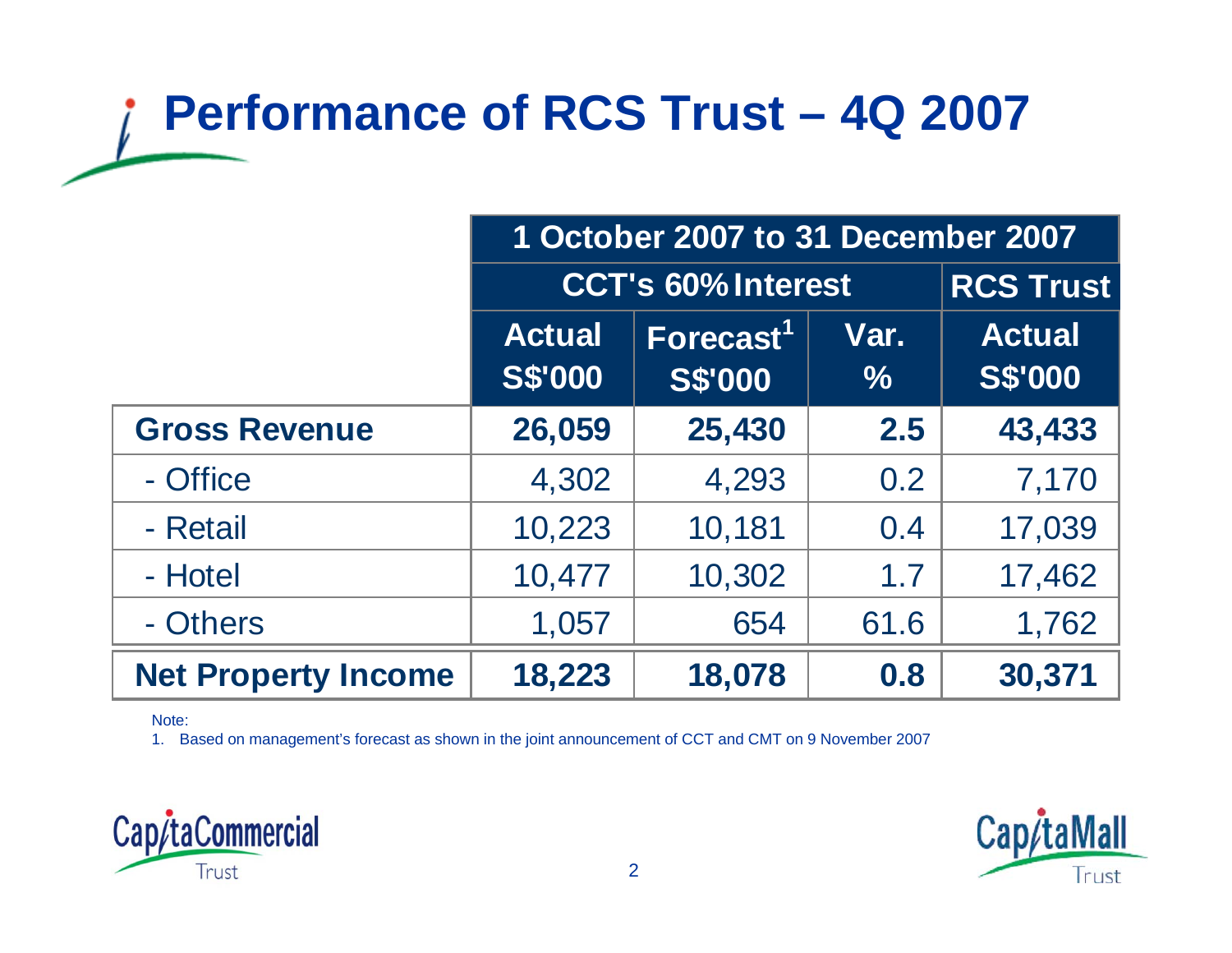# Performance of RCS Trust – 4Q 2007

| | 1 October 2007 to 31 December 2007 | | | |
|---|---|---|---|---|
| | CCT's 60% Interest | | | RCS Trust |
| | Actual S$'000 | Forecast[1] S$'000 | Var. % | Actual S$'000 |
| **Gross Revenue** | **26,059** | **25,430** | **2.5** | **43,433** |
| - Office | 4,302 | 4,293 | 0.2 | 7,170 |
| - Retail | 10,223 | 10,181 | 0.4 | 17,039 |
| - Hotel | 10,477 | 10,302 | 1.7 | 17,462 |
| - Others | 1,057 | 654 | 61.6 | 1,762 |
| **Net Property Income** | **18,223** | **18,078** | **0.8** | **30,371** |

Note:

1. Based on management's forecast as shown in the joint announcement of CCT and CMT on 9 November 2007

CapitaCommercial Trust

CapitaMall Trust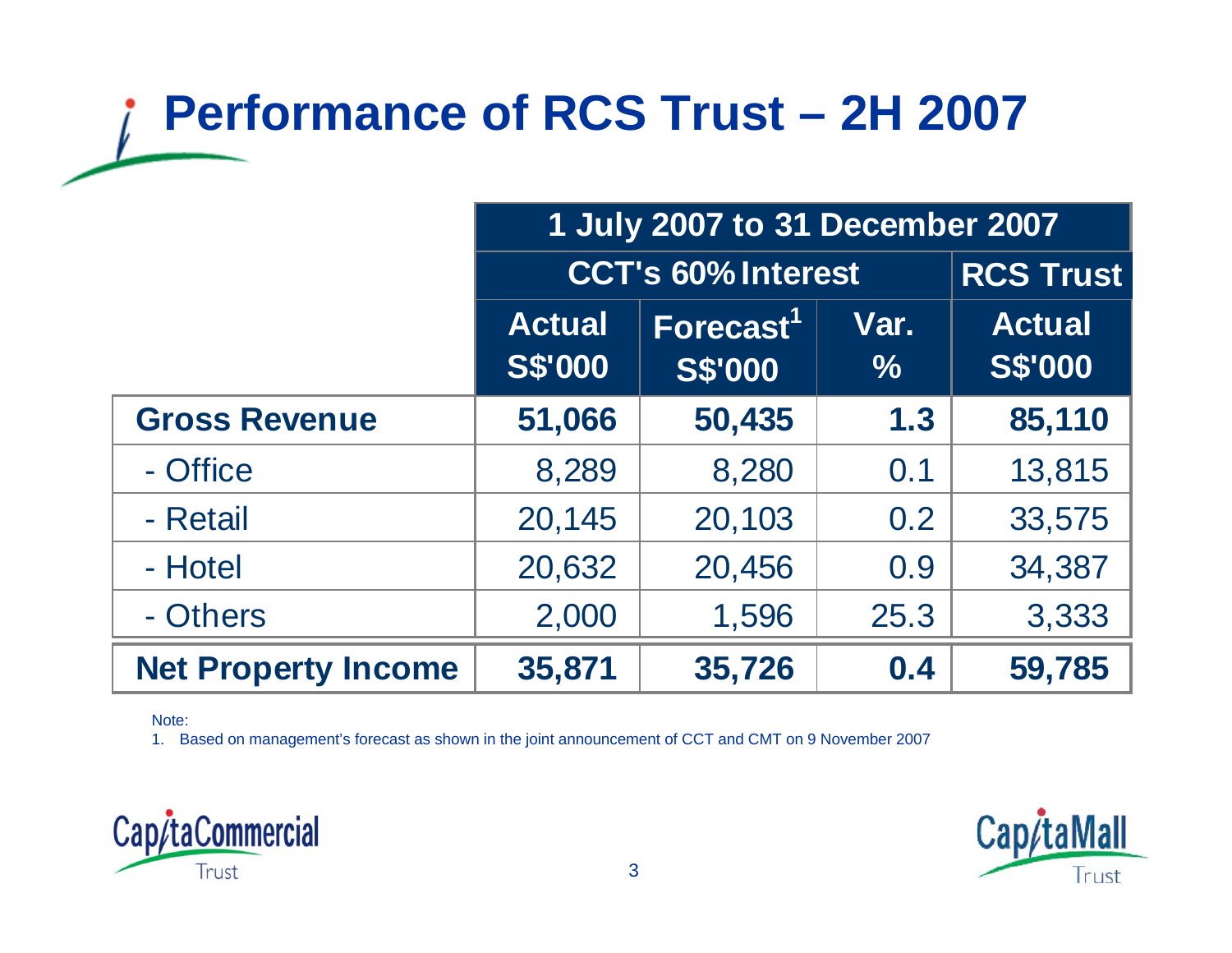# Performance of RCS Trust – 2H 2007

| | 1 July 2007 to 31 December 2007 | | | |
|---|---|---|---|---|
| | CCT's 60% Interest | | | RCS Trust |
| | Actual S$'000 | Forecast[1] S$'000 | Var. % | Actual S$'000 |
| **Gross Revenue** | **51,066** | **50,435** | **1.3** | **85,110** |
| - Office | 8,289 | 8,280 | 0.1 | 13,815 |
| - Retail | 20,145 | 20,103 | 0.2 | 33,575 |
| - Hotel | 20,632 | 20,456 | 0.9 | 34,387 |
| - Others | 2,000 | 1,596 | 25.3 | 3,333 |
| **Net Property Income** | **35,871** | **35,726** | **0.4** | **59,785** |

Note:

1. Based on management's forecast as shown in the joint announcement of CCT and CMT on 9 November 2007

CapitaCommercial Trust

CapitaMall Trust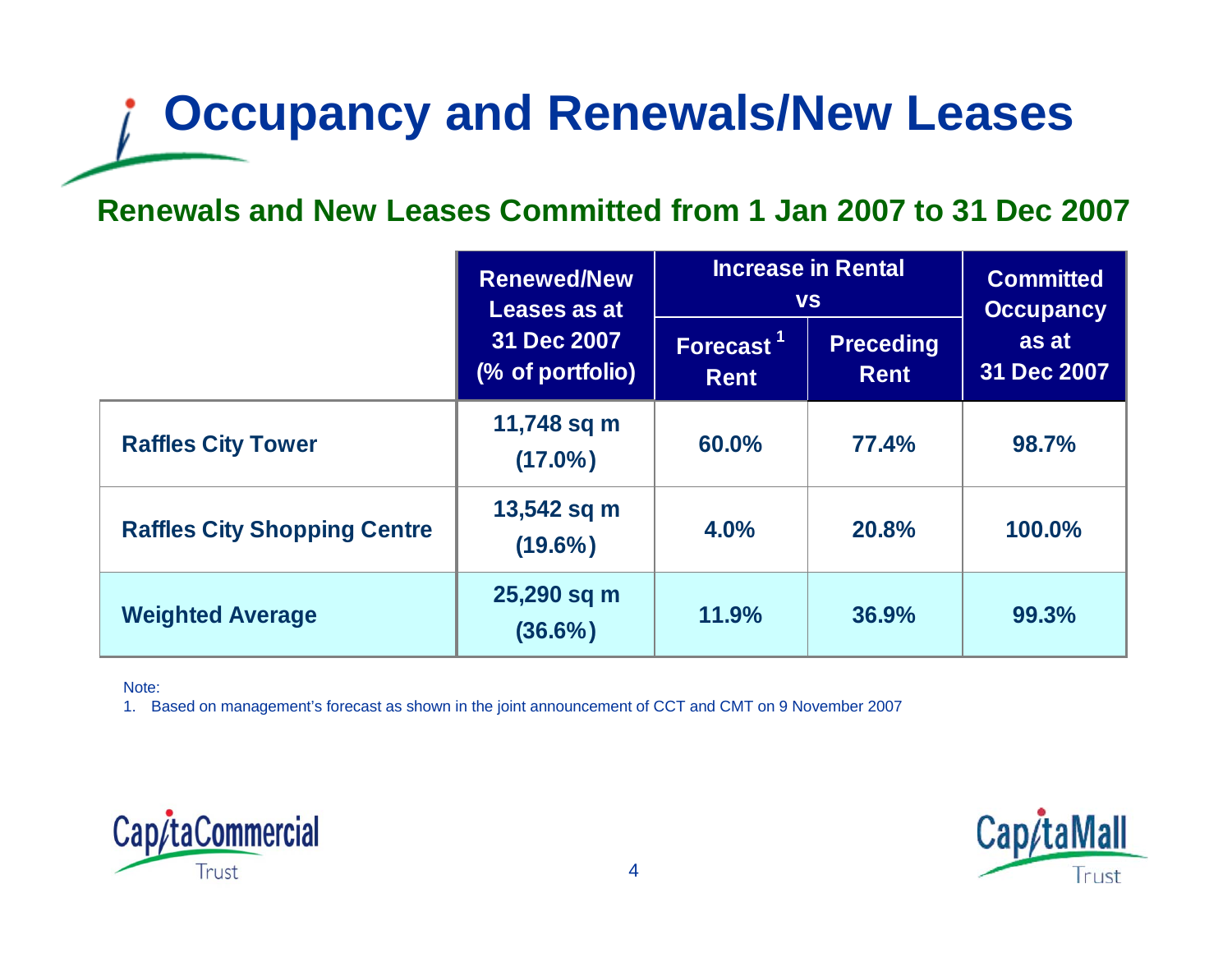# Occupancy and Renewals/New Leases

## Renewals and New Leases Committed from 1 Jan 2007 to 31 Dec 2007

| | Renewed/New Leases as at 31 Dec 2007 (% of portfolio) | Increase in Rental vs | | Committed Occupancy as at 31 Dec 2007 |
|---|---|---|---|---|
| | | Forecast [1] Rent | Preceding Rent | |
| **Raffles City Tower** | 11,748 sq m (17.0%) | 60.0% | 77.4% | 98.7% |
| **Raffles City Shopping Centre** | 13,542 sq m (19.6%) | 4.0% | 20.8% | 100.0% |
| **Weighted Average** | 25,290 sq m (36.6%) | 11.9% | 36.9% | 99.3% |

Note:

1. Based on management's forecast as shown in the joint announcement of CCT and CMT on 9 November 2007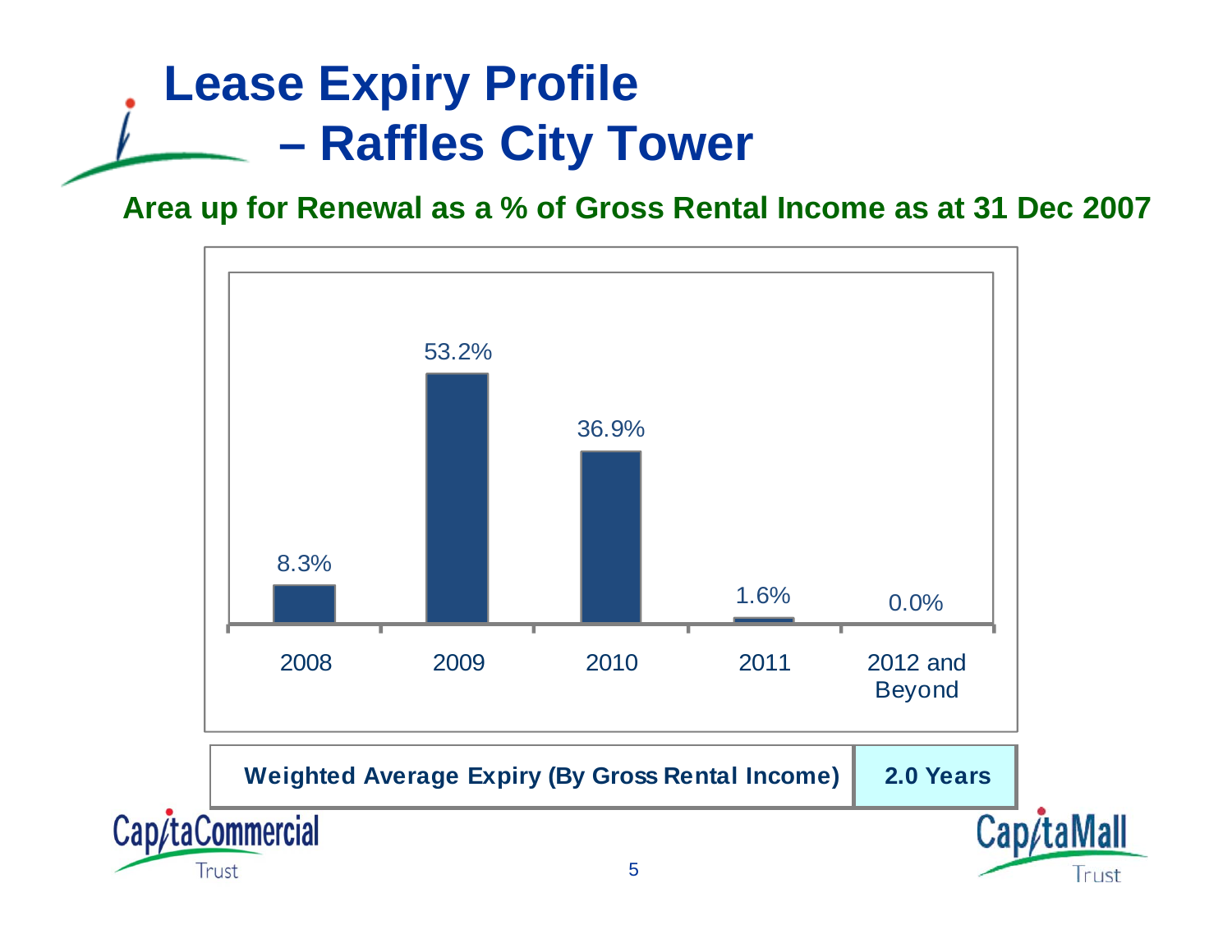# Lease Expiry Profile – Raffles City Tower

**Area up for Renewal as a % of Gross Rental Income as at 31 Dec 2007**

| Year | % of Gross Rental Income |
|---|---|
| 2008 | 8.3% |
| 2009 | 53.2% |
| 2010 | 36.9% |
| 2011 | 1.6% |
| 2012 and Beyond | 0.0% |

| Weighted Average Expiry (By Gross Rental Income) | 2.0 Years |
|---|---|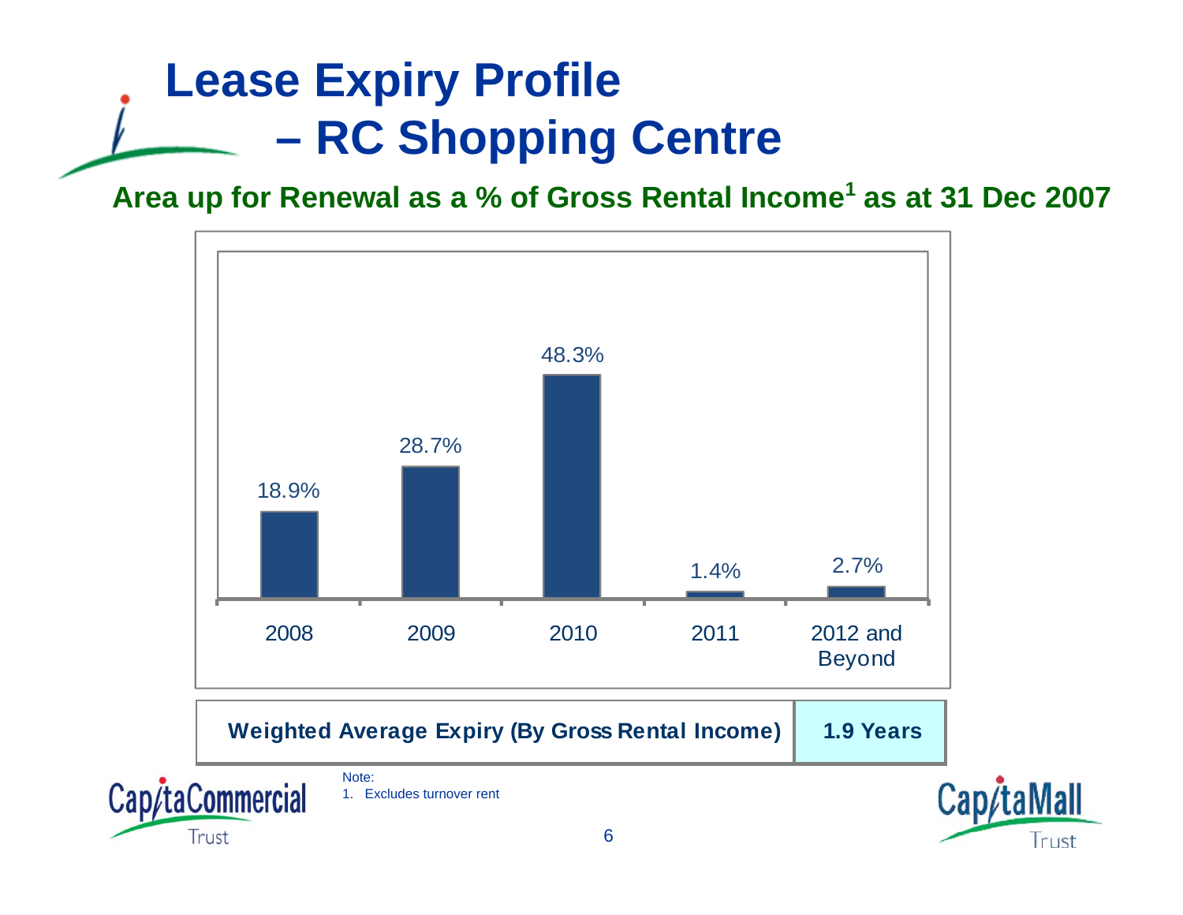# Lease Expiry Profile – RC Shopping Centre

**Area up for Renewal as a % of Gross Rental Income[1] as at 31 Dec 2007**

| 2008 | 2009 | 2010 | 2011 | 2012 and Beyond |
|---|---|---|---|---|
| 18.9% | 28.7% | 48.3% | 1.4% | 2.7% |

| Weighted Average Expiry (By Gross Rental Income) | 1.9 Years |
|---|---|

Note:
1. Excludes turnover rent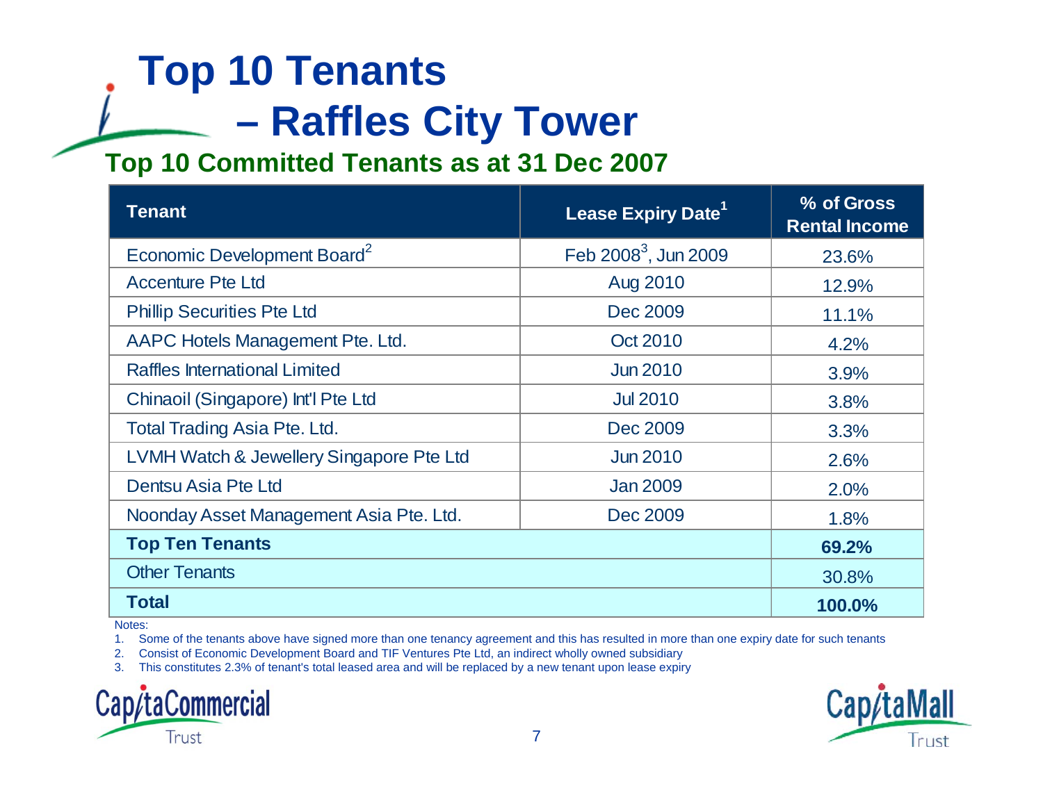# Top 10 Tenants – Raffles City Tower

## Top 10 Committed Tenants as at 31 Dec 2007

| Tenant | Lease Expiry Date[1] | % of Gross Rental Income |
|---|---|---|
| Economic Development Board[2] | Feb 2008[3], Jun 2009 | 23.6% |
| Accenture Pte Ltd | Aug 2010 | 12.9% |
| Phillip Securities Pte Ltd | Dec 2009 | 11.1% |
| AAPC Hotels Management Pte. Ltd. | Oct 2010 | 4.2% |
| Raffles International Limited | Jun 2010 | 3.9% |
| Chinaoil (Singapore) Int'l Pte Ltd | Jul 2010 | 3.8% |
| Total Trading Asia Pte. Ltd. | Dec 2009 | 3.3% |
| LVMH Watch & Jewellery Singapore Pte Ltd | Jun 2010 | 2.6% |
| Dentsu Asia Pte Ltd | Jan 2009 | 2.0% |
| Noonday Asset Management Asia Pte. Ltd. | Dec 2009 | 1.8% |
| **Top Ten Tenants** | | **69.2%** |
| Other Tenants | | 30.8% |
| **Total** | | **100.0%** |

Notes:

1. Some of the tenants above have signed more than one tenancy agreement and this has resulted in more than one expiry date for such tenants
2. Consist of Economic Development Board and TIF Ventures Pte Ltd, an indirect wholly owned subsidiary
3. This constitutes 2.3% of tenant's total leased area and will be replaced by a new tenant upon lease expiry

CapitaCommercial Trust

CapitaMall Trust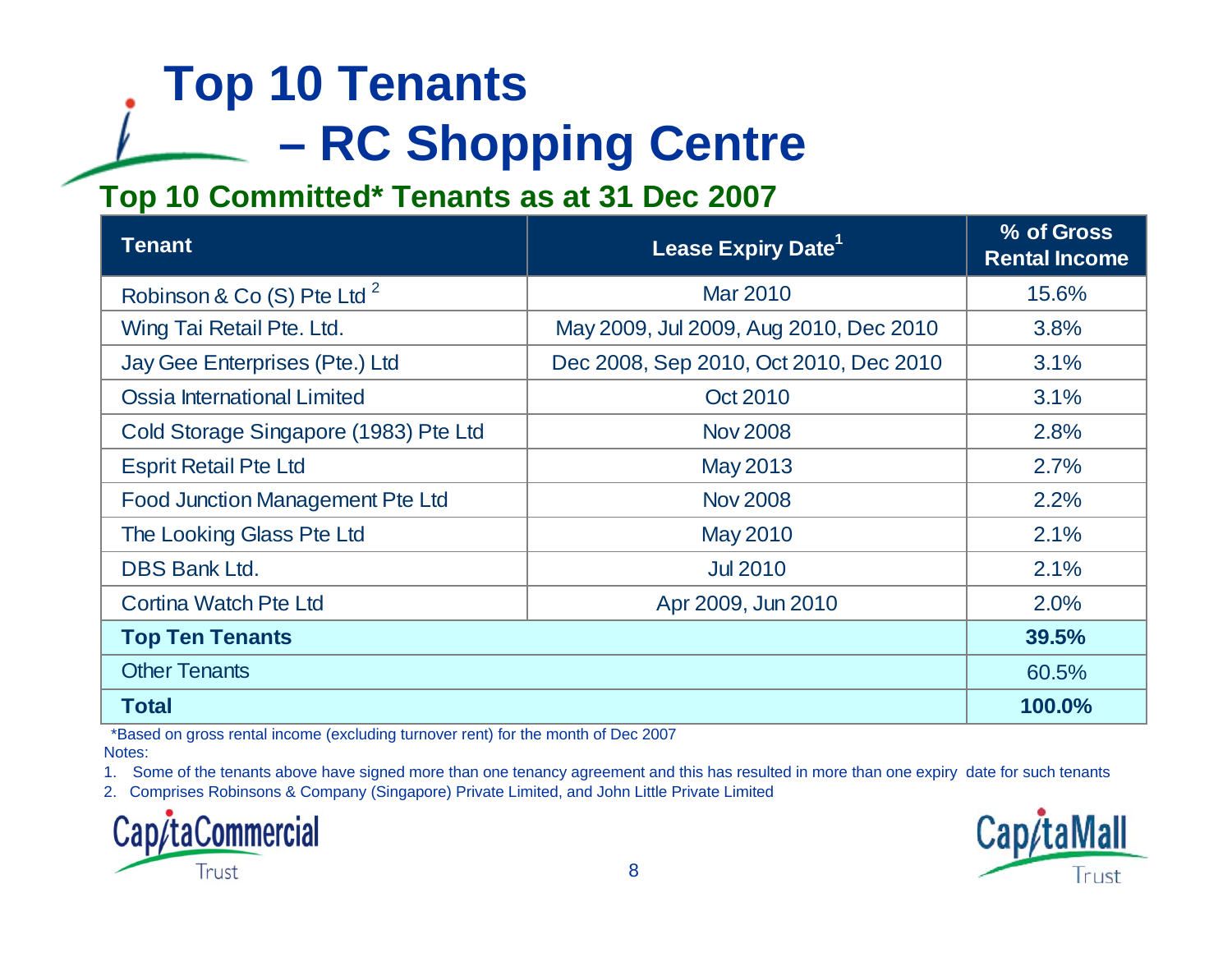# Top 10 Tenants – RC Shopping Centre

## Top 10 Committed* Tenants as at 31 Dec 2007

| Tenant | Lease Expiry Date[1] | % of Gross Rental Income |
|---|---|---|
| Robinson & Co (S) Pte Ltd [2] | Mar 2010 | 15.6% |
| Wing Tai Retail Pte. Ltd. | May 2009, Jul 2009, Aug 2010, Dec 2010 | 3.8% |
| Jay Gee Enterprises (Pte.) Ltd | Dec 2008, Sep 2010, Oct 2010, Dec 2010 | 3.1% |
| Ossia International Limited | Oct 2010 | 3.1% |
| Cold Storage Singapore (1983) Pte Ltd | Nov 2008 | 2.8% |
| Esprit Retail Pte Ltd | May 2013 | 2.7% |
| Food Junction Management Pte Ltd | Nov 2008 | 2.2% |
| The Looking Glass Pte Ltd | May 2010 | 2.1% |
| DBS Bank Ltd. | Jul 2010 | 2.1% |
| Cortina Watch Pte Ltd | Apr 2009, Jun 2010 | 2.0% |
| **Top Ten Tenants** | | **39.5%** |
| Other Tenants | | 60.5% |
| **Total** | | **100.0%** |

*Based on gross rental income (excluding turnover rent) for the month of Dec 2007

Notes:

1. Some of the tenants above have signed more than one tenancy agreement and this has resulted in more than one expiry date for such tenants
2. Comprises Robinsons & Company (Singapore) Private Limited, and John Little Private Limited

CapitaCommercial Trust

CapitaMall Trust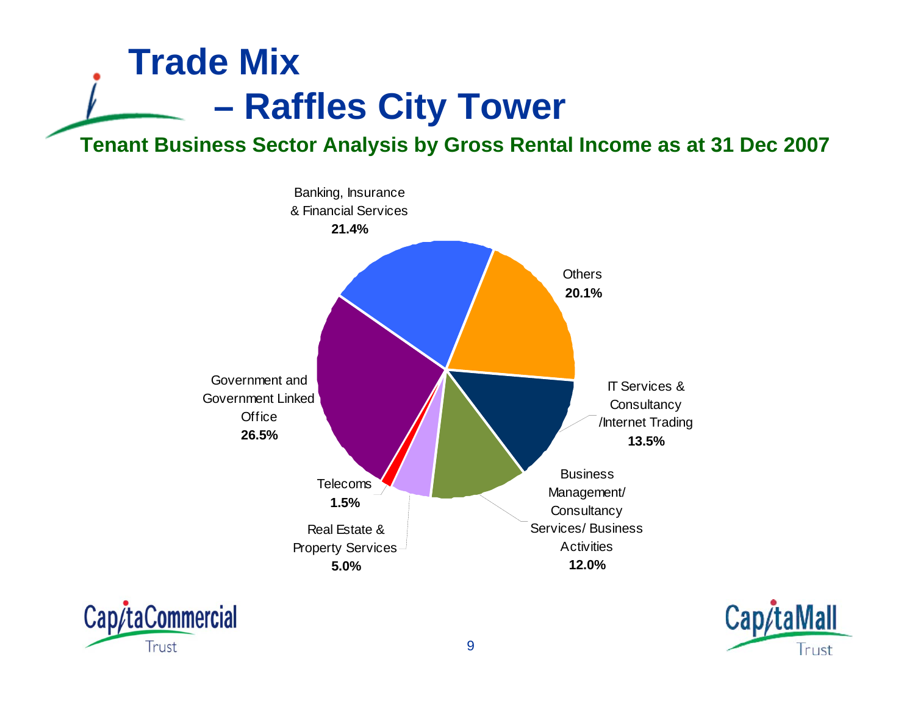# Trade Mix – Raffles City Tower

**Tenant Business Sector Analysis by Gross Rental Income as at 31 Dec 2007**

| Sector | % |
|---|---|
| Banking, Insurance & Financial Services | 21.4% |
| Others | 20.1% |
| IT Services & Consultancy /Internet Trading | 13.5% |
| Business Management/ Consultancy Services/ Business Activities | 12.0% |
| Real Estate & Property Services | 5.0% |
| Telecoms | 1.5% |
| Government and Government Linked Office | 26.5% |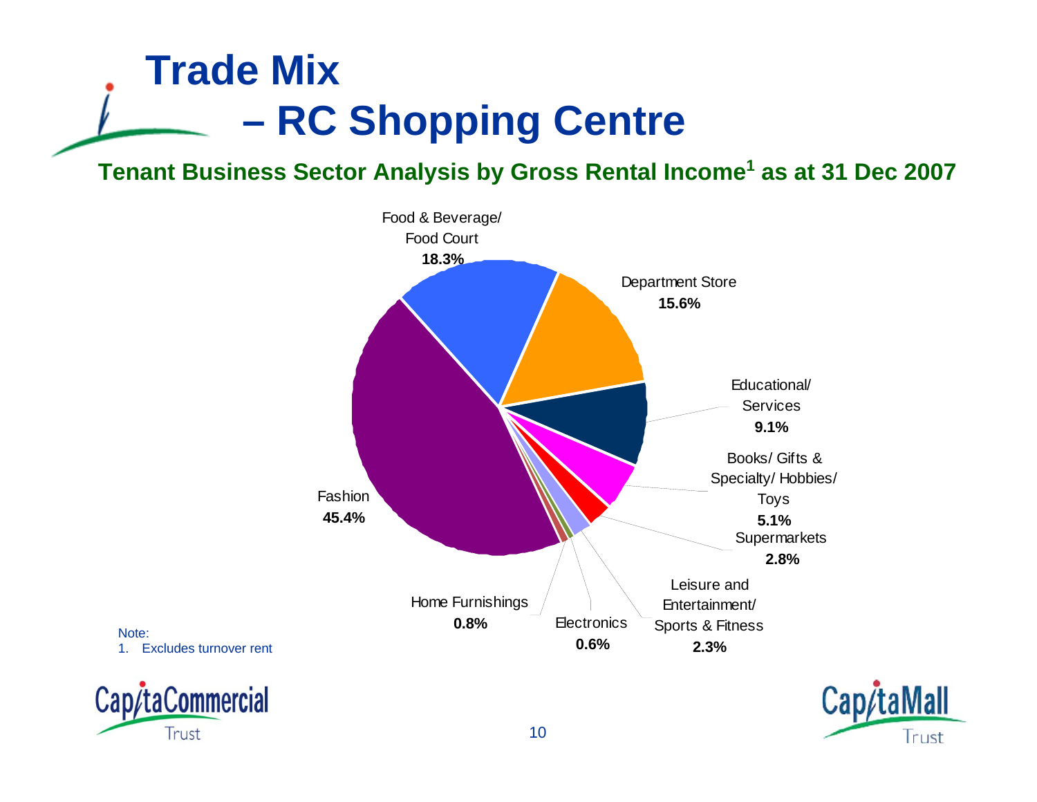# Trade Mix
## – RC Shopping Centre

**Tenant Business Sector Analysis by Gross Rental Income[1] as at 31 Dec 2007**

| Sector | % |
| --- | --- |
| Fashion | 45.4% |
| Food & Beverage/ Food Court | 18.3% |
| Department Store | 15.6% |
| Educational/ Services | 9.1% |
| Books/ Gifts & Specialty/ Hobbies/ Toys | 5.1% |
| Supermarkets | 2.8% |
| Leisure and Entertainment/ Sports & Fitness | 2.3% |
| Home Furnishings | 0.8% |
| Electronics | 0.6% |

Note:
1. Excludes turnover rent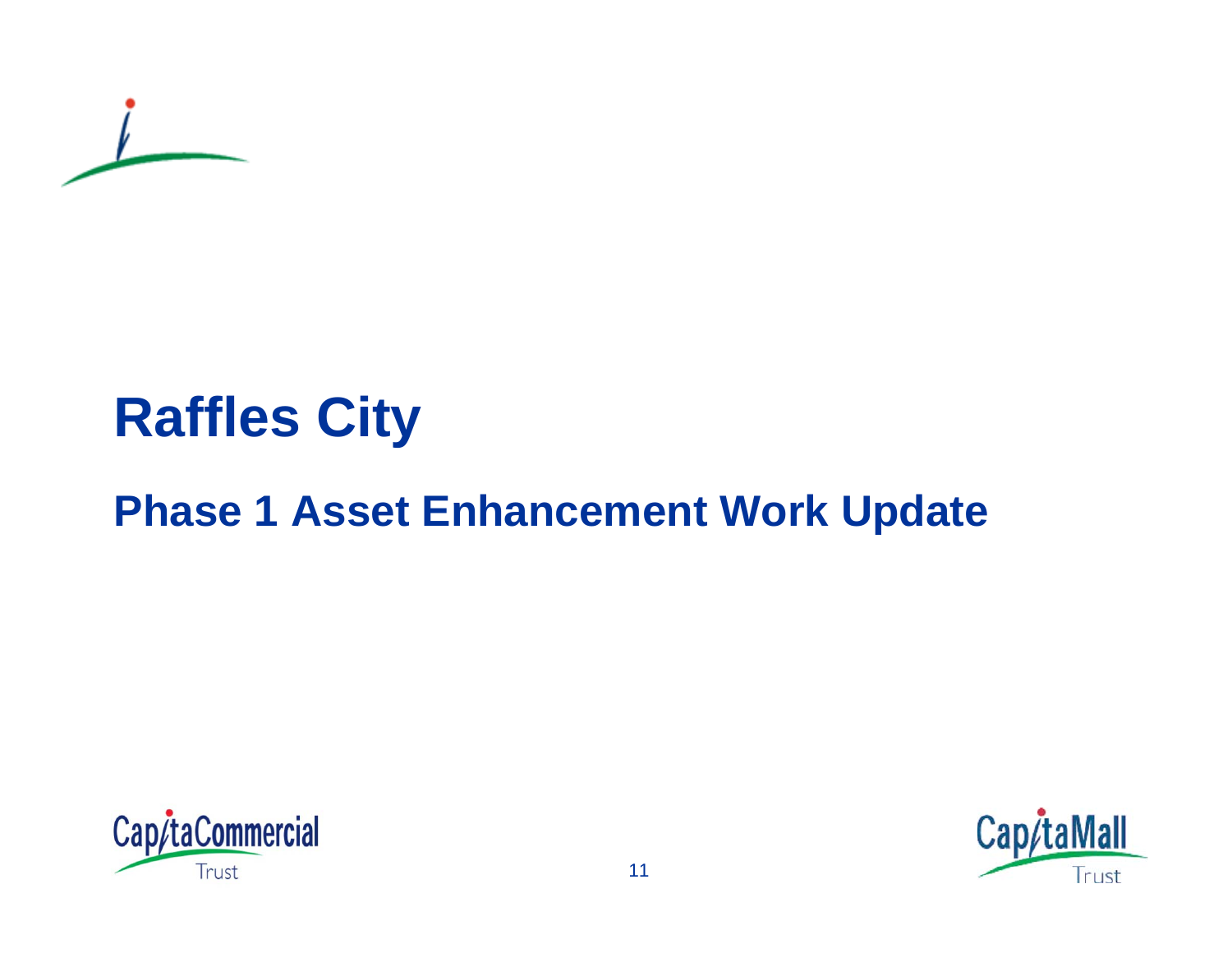# Raffles City

## Phase 1 Asset Enhancement Work Update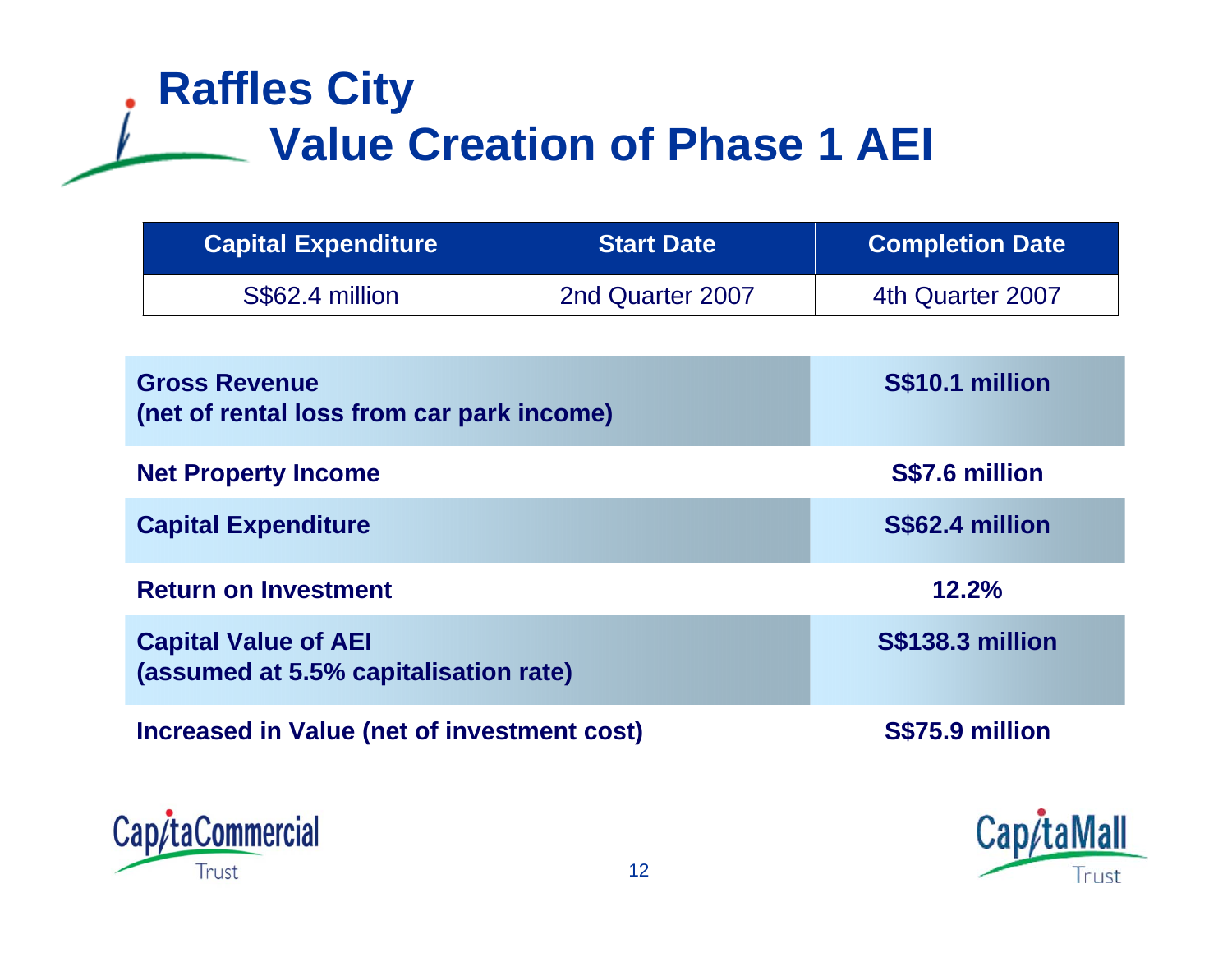# Raffles City

## Value Creation of Phase 1 AEI

| Capital Expenditure | Start Date | Completion Date |
|---|---|---|
| S$62.4 million | 2nd Quarter 2007 | 4th Quarter 2007 |

| | |
|---|---|
| **Gross Revenue (net of rental loss from car park income)** | **S$10.1 million** |
| **Net Property Income** | **S$7.6 million** |
| **Capital Expenditure** | **S$62.4 million** |
| **Return on Investment** | **12.2%** |
| **Capital Value of AEI (assumed at 5.5% capitalisation rate)** | **S$138.3 million** |
| **Increased in Value (net of investment cost)** | **S$75.9 million** |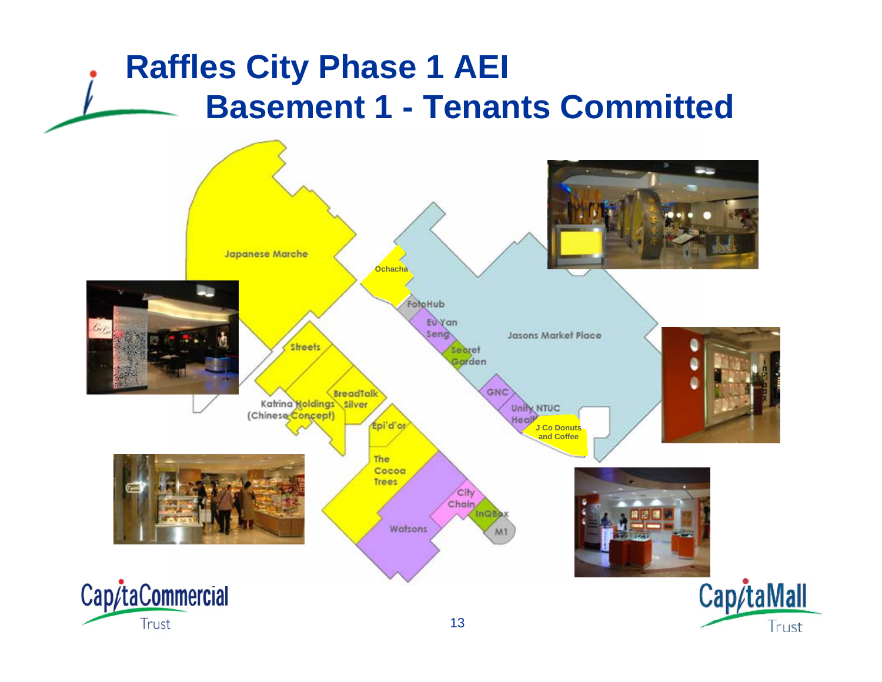# Raffles City Phase 1 AEI
## Basement 1 - Tenants Committed

Japanese Marche

Ochacha

FotoHub

Eu Yan Seng

Secret Garden

Jasons Market Place

GNC

Unity NTUC Health

J Co Donuts and Coffee

Streets

BreadTalk

Katrina Holdings (Chinese Concept)

Silver

Epi'd'or

The Cocoa Trees

City Chain

InQBox

Watsons

M1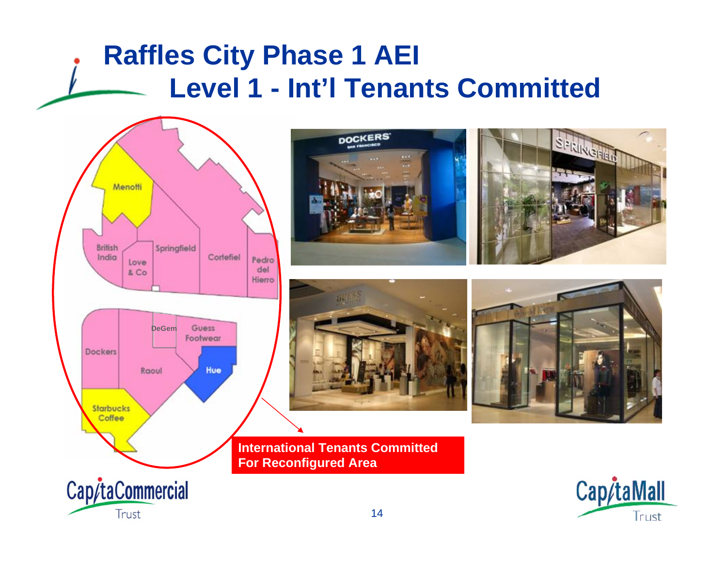# Raffles City Phase 1 AEI

## Level 1 - Int'l Tenants Committed

Menotti

British India

Love & Co

Springfield

Cortefiel

Pedro del Hierro

DeGem

Guess Footwear

Dockers

Raoul

Hue

Starbucks Coffee

**International Tenants Committed For Reconfigured Area**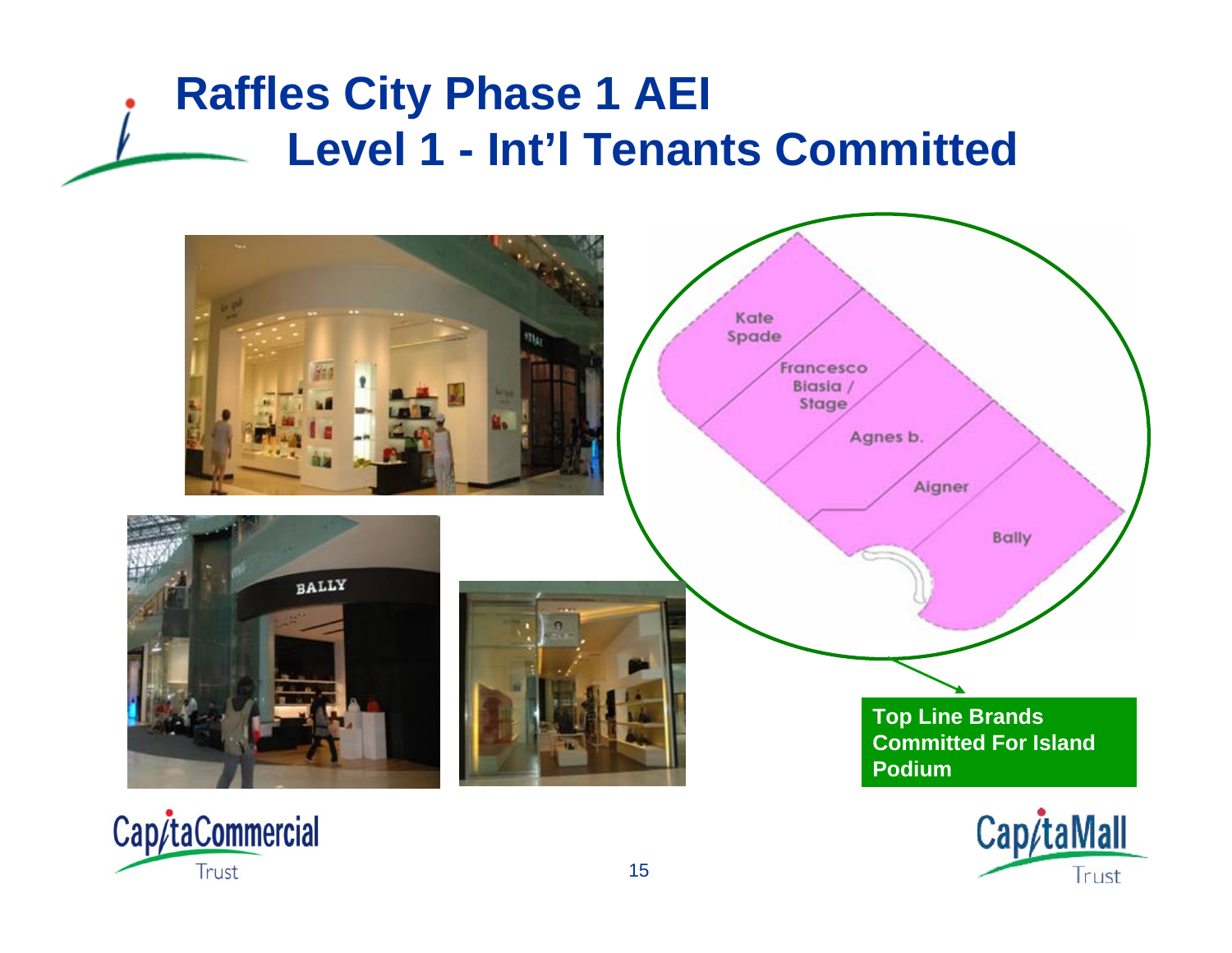# Raffles City Phase 1 AEI
## Level 1 - Int'l Tenants Committed

Kate Spade

Francesco Biasia / Stage

Agnes b.

Aigner

Bally

**Top Line Brands Committed For Island Podium**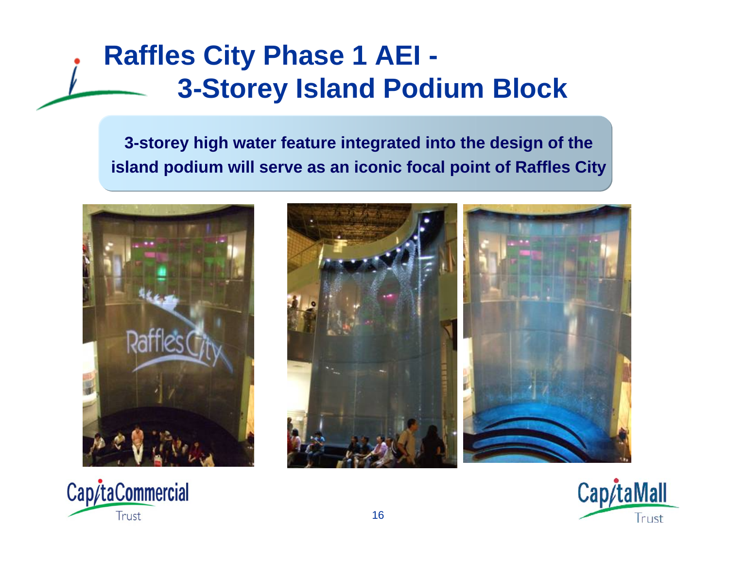# Raffles City Phase 1 AEI - 3-Storey Island Podium Block

**3-storey high water feature integrated into the design of the island podium will serve as an iconic focal point of Raffles City**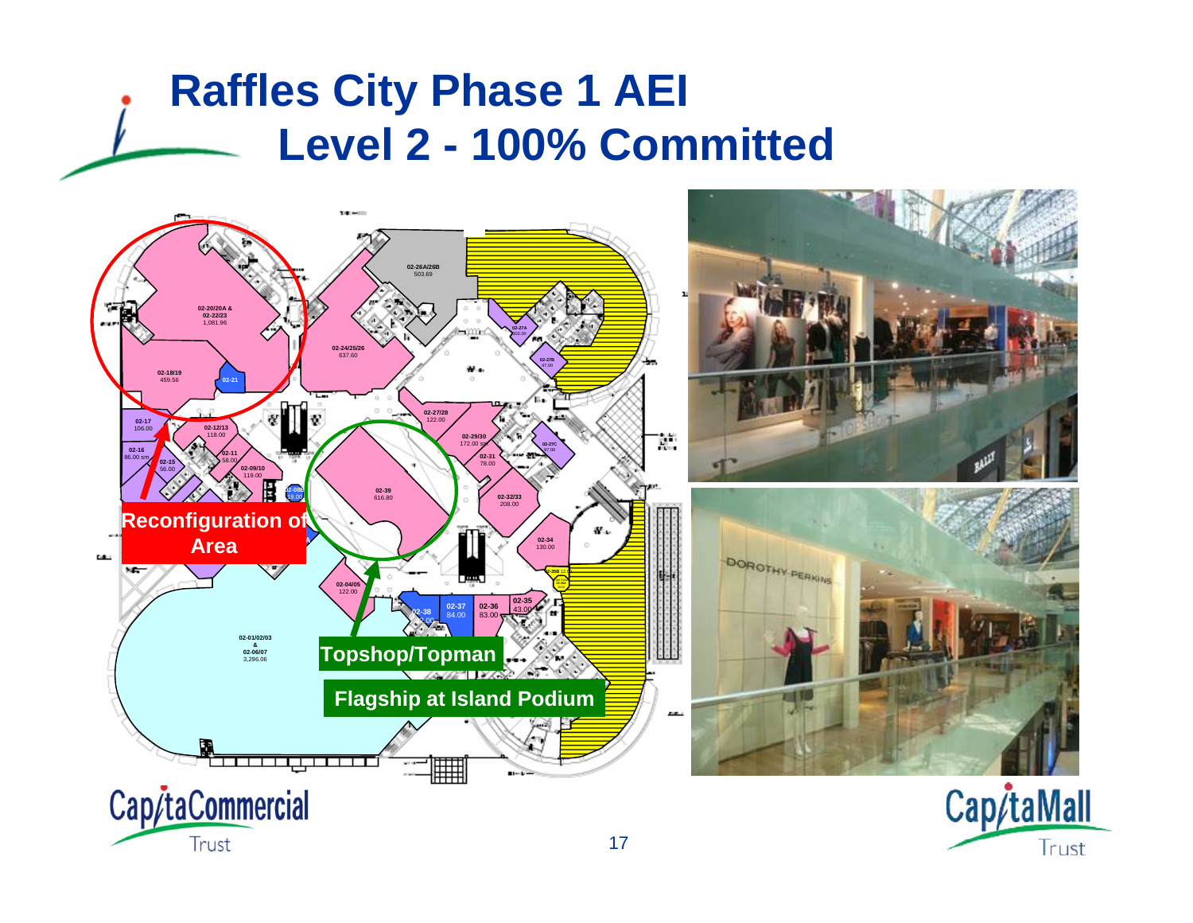# Raffles City Phase 1 AEI
## Level 2 - 100% Committed

**Reconfiguration of Area**

**Topshop/Topman**

**Flagship at Island Podium**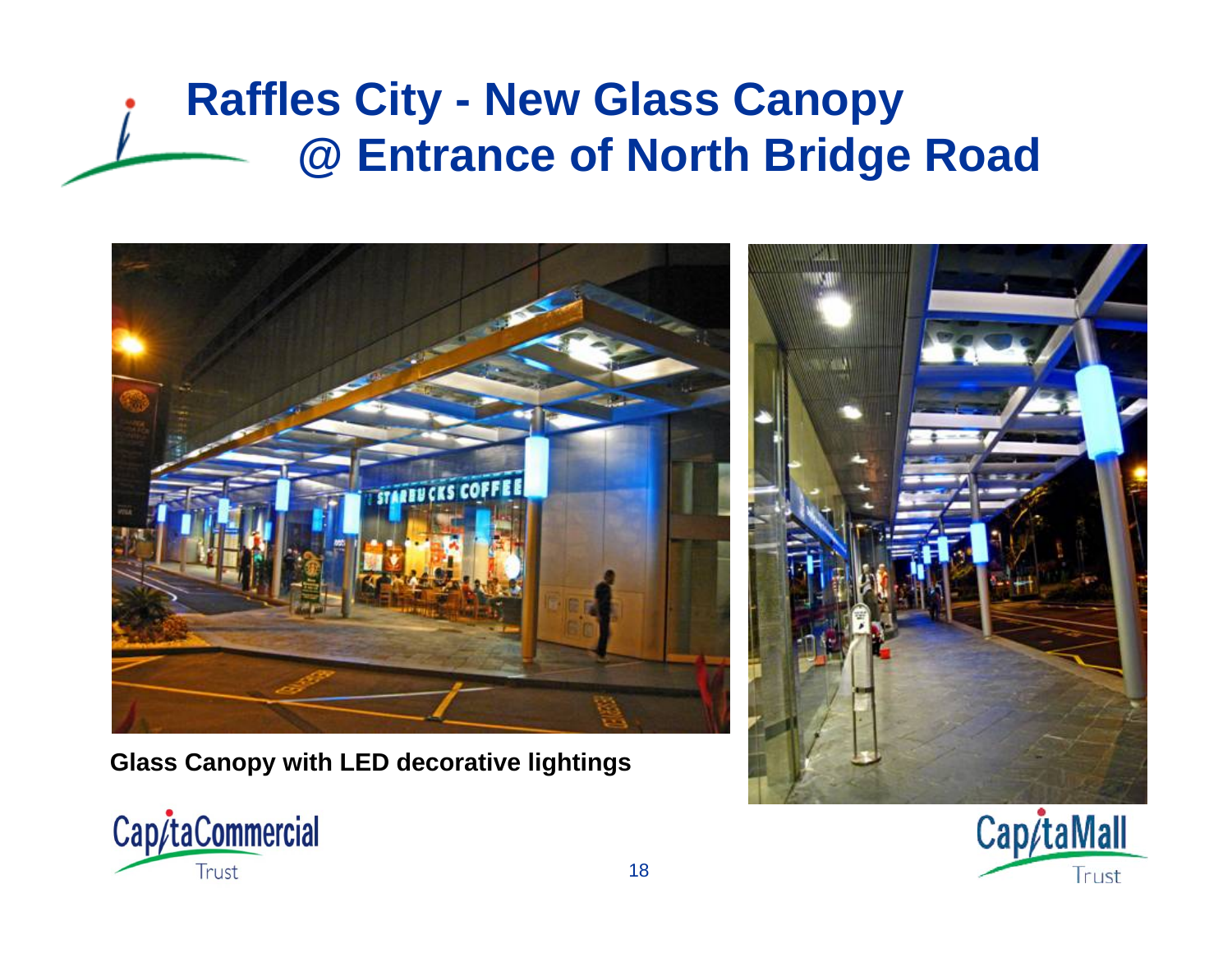# Raffles City - New Glass Canopy @ Entrance of North Bridge Road

Glass Canopy with LED decorative lightings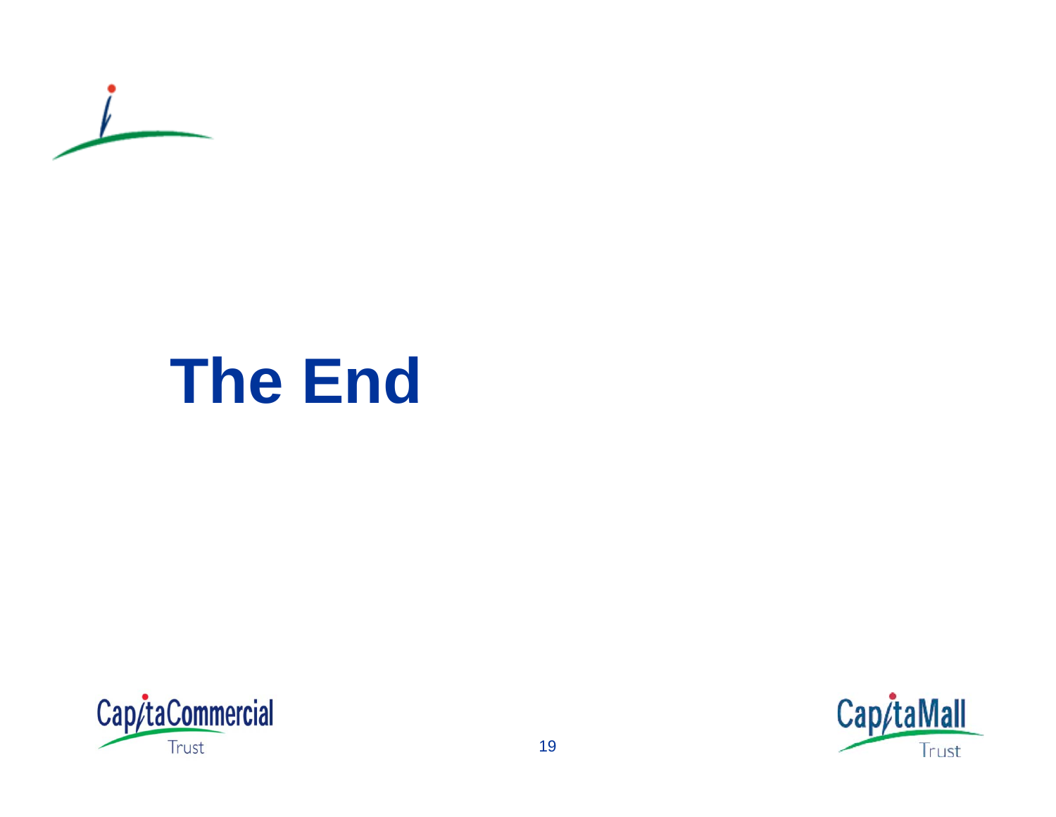# The End